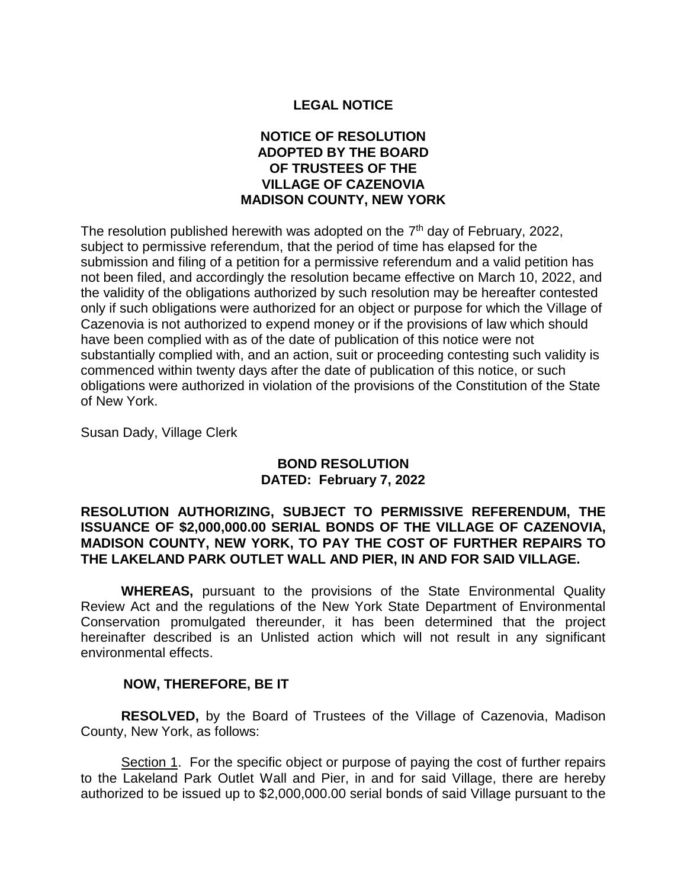# LEGAL NOTICE

## NOTICE OF RESOLUTION ADOPTED BY THE BOARD OF TRUSTEES OF THE VILLAGE OF CAZENOVIA MADISON COUNTY, NEW YORK

The resolution published herewith was adopted on the 7th day of February, 2022, subject to permissive referendum, that the period of time has elapsed for the submission and filing of a petition for a permissive referendum and a valid petition has not been filed, and accordingly the resolution became effective on March 10, 2022, and the validity of the obligations authorized by such resolution may be hereafter contested only if such obligations were authorized for an object or purpose for which the Village of Cazenovia is not authorized to expend money or if the provisions of law which should have been complied with as of the date of publication of this notice were not substantially complied with, and an action, suit or proceeding contesting such validity is commenced within twenty days after the date of publication of this notice, or such obligations were authorized in violation of the provisions of the Constitution of the State of New York.

Susan Dady, Village Clerk

## BOND RESOLUTION
## DATED: February 7, 2022

**RESOLUTION AUTHORIZING, SUBJECT TO PERMISSIVE REFERENDUM, THE ISSUANCE OF $2,000,000.00 SERIAL BONDS OF THE VILLAGE OF CAZENOVIA, MADISON COUNTY, NEW YORK, TO PAY THE COST OF FURTHER REPAIRS TO THE LAKELAND PARK OUTLET WALL AND PIER, IN AND FOR SAID VILLAGE.**

**WHEREAS,** pursuant to the provisions of the State Environmental Quality Review Act and the regulations of the New York State Department of Environmental Conservation promulgated thereunder, it has been determined that the project hereinafter described is an Unlisted action which will not result in any significant environmental effects.

**NOW, THEREFORE, BE IT**

**RESOLVED,** by the Board of Trustees of the Village of Cazenovia, Madison County, New York, as follows:

Section 1. For the specific object or purpose of paying the cost of further repairs to the Lakeland Park Outlet Wall and Pier, in and for said Village, there are hereby authorized to be issued up to $2,000,000.00 serial bonds of said Village pursuant to the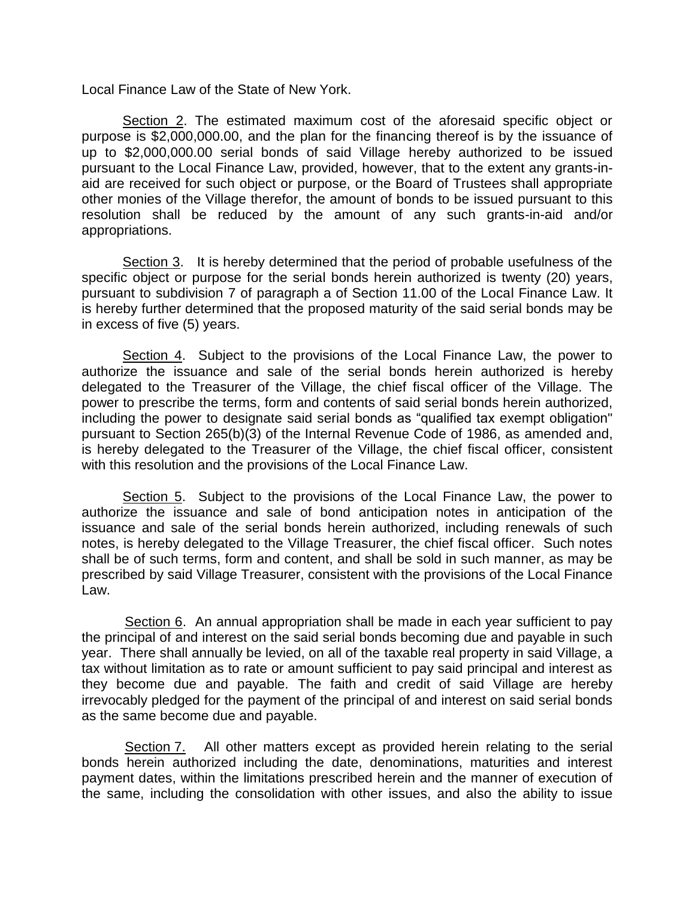Local Finance Law of the State of New York.

Section 2. The estimated maximum cost of the aforesaid specific object or purpose is $2,000,000.00, and the plan for the financing thereof is by the issuance of up to $2,000,000.00 serial bonds of said Village hereby authorized to be issued pursuant to the Local Finance Law, provided, however, that to the extent any grants-in-aid are received for such object or purpose, or the Board of Trustees shall appropriate other monies of the Village therefor, the amount of bonds to be issued pursuant to this resolution shall be reduced by the amount of any such grants-in-aid and/or appropriations.

Section 3. It is hereby determined that the period of probable usefulness of the specific object or purpose for the serial bonds herein authorized is twenty (20) years, pursuant to subdivision 7 of paragraph a of Section 11.00 of the Local Finance Law. It is hereby further determined that the proposed maturity of the said serial bonds may be in excess of five (5) years.

Section 4. Subject to the provisions of the Local Finance Law, the power to authorize the issuance and sale of the serial bonds herein authorized is hereby delegated to the Treasurer of the Village, the chief fiscal officer of the Village. The power to prescribe the terms, form and contents of said serial bonds herein authorized, including the power to designate said serial bonds as "qualified tax exempt obligation" pursuant to Section 265(b)(3) of the Internal Revenue Code of 1986, as amended and, is hereby delegated to the Treasurer of the Village, the chief fiscal officer, consistent with this resolution and the provisions of the Local Finance Law.

Section 5. Subject to the provisions of the Local Finance Law, the power to authorize the issuance and sale of bond anticipation notes in anticipation of the issuance and sale of the serial bonds herein authorized, including renewals of such notes, is hereby delegated to the Village Treasurer, the chief fiscal officer. Such notes shall be of such terms, form and content, and shall be sold in such manner, as may be prescribed by said Village Treasurer, consistent with the provisions of the Local Finance Law.

Section 6. An annual appropriation shall be made in each year sufficient to pay the principal of and interest on the said serial bonds becoming due and payable in such year. There shall annually be levied, on all of the taxable real property in said Village, a tax without limitation as to rate or amount sufficient to pay said principal and interest as they become due and payable. The faith and credit of said Village are hereby irrevocably pledged for the payment of the principal of and interest on said serial bonds as the same become due and payable.

Section 7. All other matters except as provided herein relating to the serial bonds herein authorized including the date, denominations, maturities and interest payment dates, within the limitations prescribed herein and the manner of execution of the same, including the consolidation with other issues, and also the ability to issue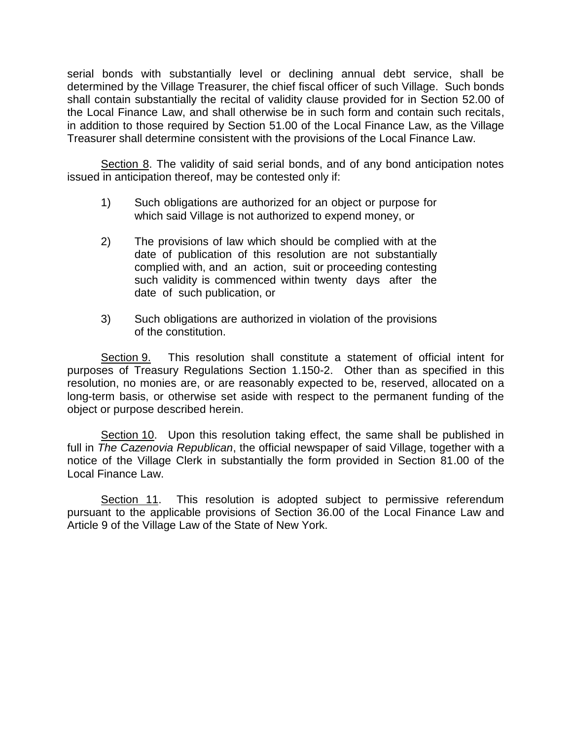serial bonds with substantially level or declining annual debt service, shall be determined by the Village Treasurer, the chief fiscal officer of such Village. Such bonds shall contain substantially the recital of validity clause provided for in Section 52.00 of the Local Finance Law, and shall otherwise be in such form and contain such recitals, in addition to those required by Section 51.00 of the Local Finance Law, as the Village Treasurer shall determine consistent with the provisions of the Local Finance Law.

Section 8. The validity of said serial bonds, and of any bond anticipation notes issued in anticipation thereof, may be contested only if:

1) Such obligations are authorized for an object or purpose for which said Village is not authorized to expend money, or

2) The provisions of law which should be complied with at the date of publication of this resolution are not substantially complied with, and an action, suit or proceeding contesting such validity is commenced within twenty days after the date of such publication, or

3) Such obligations are authorized in violation of the provisions of the constitution.

Section 9. This resolution shall constitute a statement of official intent for purposes of Treasury Regulations Section 1.150-2. Other than as specified in this resolution, no monies are, or are reasonably expected to be, reserved, allocated on a long-term basis, or otherwise set aside with respect to the permanent funding of the object or purpose described herein.

Section 10. Upon this resolution taking effect, the same shall be published in full in *The Cazenovia Republican*, the official newspaper of said Village, together with a notice of the Village Clerk in substantially the form provided in Section 81.00 of the Local Finance Law.

Section 11. This resolution is adopted subject to permissive referendum pursuant to the applicable provisions of Section 36.00 of the Local Finance Law and Article 9 of the Village Law of the State of New York.